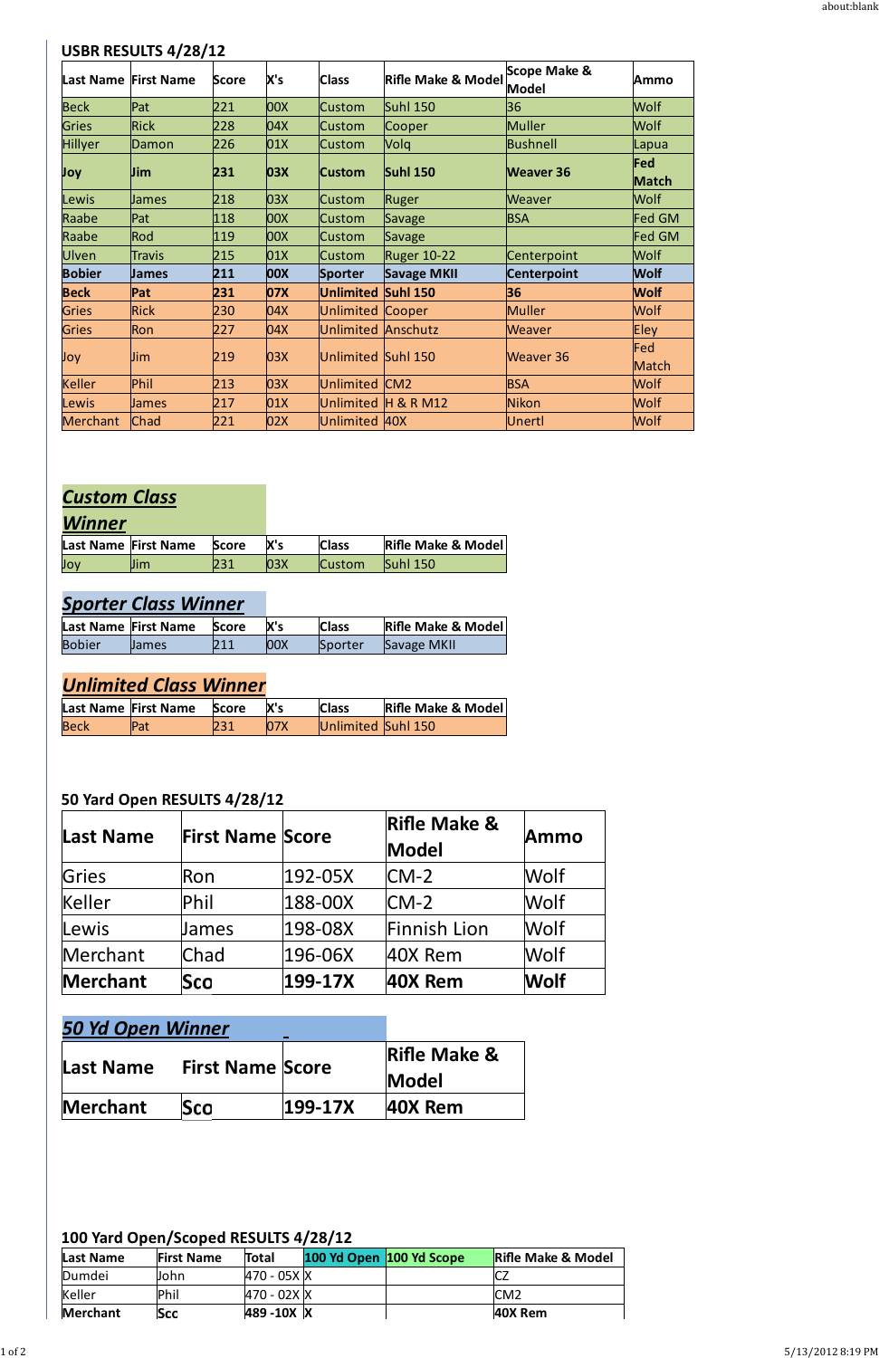## USBR RESULTS 4/28/12

| Last Name | First Name | Score | X's | Class | Rifle Make & Model | Scope Make & Model | Ammo |
|---|---|---|---|---|---|---|---|
| Beck | Pat | 221 | 00X | Custom | Suhl 150 | 36 | Wolf |
| Gries | Rick | 228 | 04X | Custom | Cooper | Muller | Wolf |
| Hillyer | Damon | 226 | 01X | Custom | Volq | Bushnell | Lapua |
| **Joy** | **Jim** | **231** | **03X** | **Custom** | **Suhl 150** | **Weaver 36** | **Fed Match** |
| Lewis | James | 218 | 03X | Custom | Ruger | Weaver | Wolf |
| Raabe | Pat | 118 | 00X | Custom | Savage | BSA | Fed GM |
| Raabe | Rod | 119 | 00X | Custom | Savage | | Fed GM |
| Ulven | Travis | 215 | 01X | Custom | Ruger 10-22 | Centerpoint | Wolf |
| **Bobier** | **James** | **211** | **00X** | **Sporter** | **Savage MKII** | **Centerpoint** | **Wolf** |
| **Beck** | **Pat** | **231** | **07X** | **Unlimited** | **Suhl 150** | **36** | **Wolf** |
| Gries | Rick | 230 | 04X | Unlimited | Cooper | Muller | Wolf |
| Gries | Ron | 227 | 04X | Unlimited | Anschutz | Weaver | Eley |
| Joy | Jim | 219 | 03X | Unlimited | Suhl 150 | Weaver 36 | Fed Match |
| Keller | Phil | 213 | 03X | Unlimited | CM2 | BSA | Wolf |
| Lewis | James | 217 | 01X | Unlimited | H & R M12 | Nikon | Wolf |
| Merchant | Chad | 221 | 02X | Unlimited | 40X | Unertl | Wolf |

### *Custom Class Winner*

| Last Name | First Name | Score | X's | Class | Rifle Make & Model |
|---|---|---|---|---|---|
| Joy | Jim | 231 | 03X | Custom | Suhl 150 |

### *Sporter Class Winner*

| Last Name | First Name | Score | X's | Class | Rifle Make & Model |
|---|---|---|---|---|---|
| Bobier | James | 211 | 00X | Sporter | Savage MKII |

### *Unlimited Class Winner*

| Last Name | First Name | Score | X's | Class | Rifle Make & Model |
|---|---|---|---|---|---|
| Beck | Pat | 231 | 07X | Unlimited | Suhl 150 |

## 50 Yard Open RESULTS 4/28/12

| Last Name | First Name | Score | Rifle Make & Model | Ammo |
|---|---|---|---|---|
| Gries | Ron | 192-05X | CM-2 | Wolf |
| Keller | Phil | 188-00X | CM-2 | Wolf |
| Lewis | James | 198-08X | Finnish Lion | Wolf |
| Merchant | Chad | 196-06X | 40X Rem | Wolf |
| **Merchant** | **Sco** | **199-17X** | **40X Rem** | **Wolf** |

### *50 Yd Open Winner*

| Last Name | First Name | Score | Rifle Make & Model |
|---|---|---|---|
| **Merchant** | **Sco** | **199-17X** | **40X Rem** |

## 100 Yard Open/Scoped RESULTS 4/28/12

| Last Name | First Name | Total | 100 Yd Open | 100 Yd Scope | Rifle Make & Model |
|---|---|---|---|---|---|
| Dumdei | John | 470 - 05X | X | | CZ |
| Keller | Phil | 470 - 02X | X | | CM2 |
| **Merchant** | **Sco** | **489 -10X** | **X** | | **40X Rem** |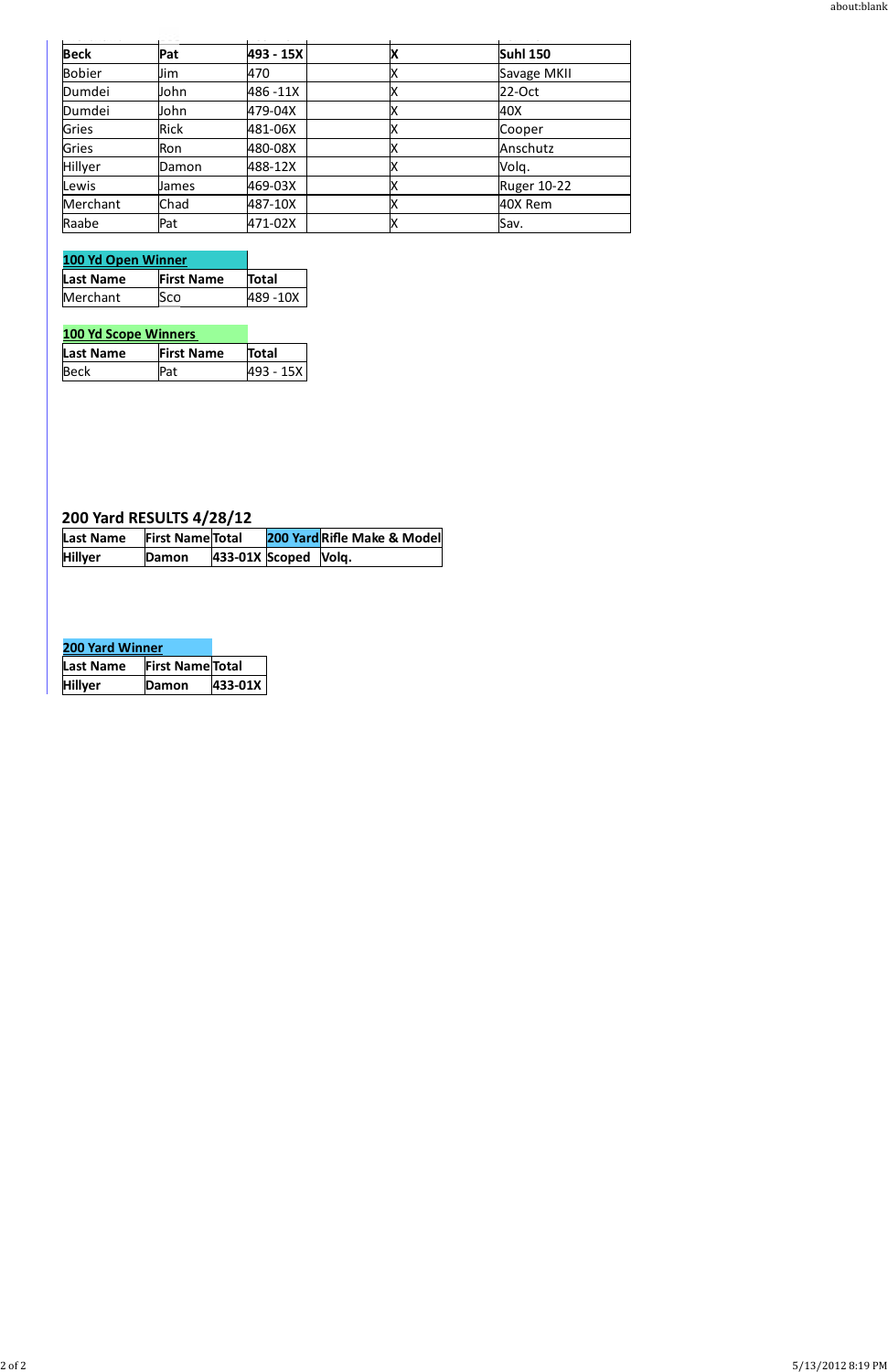| | | | | | |
|---|---|---|---|---|---|
| **Beck** | **Pat** | **493 - 15X** | | **X** | **Suhl 150** |
| Bobier | Jim | 470 | | X | Savage MKII |
| Dumdei | John | 486 -11X | | X | 22-Oct |
| Dumdei | John | 479-04X | | X | 40X |
| Gries | Rick | 481-06X | | X | Cooper |
| Gries | Ron | 480-08X | | X | Anschutz |
| Hillyer | Damon | 488-12X | | X | Volq. |
| Lewis | James | 469-03X | | X | Ruger 10-22 |
| Merchant | Chad | 487-10X | | X | 40X Rem |
| Raabe | Pat | 471-02X | | X | Sav. |

**100 Yd Open Winner**

| Last Name | First Name | Total |
|---|---|---|
| Merchant | Sco | 489 -10X |

**100 Yd Scope Winners**

| Last Name | First Name | Total |
|---|---|---|
| Beck | Pat | 493 - 15X |

## 200 Yard RESULTS 4/28/12

| Last Name | First Name | Total | 200 Yard | Rifle Make & Model |
|---|---|---|---|---|
| **Hillyer** | **Damon** | **433-01X** | **Scoped** | **Volq.** |

**200 Yard Winner**

| Last Name | First Name | Total |
|---|---|---|
| **Hillyer** | **Damon** | **433-01X** |